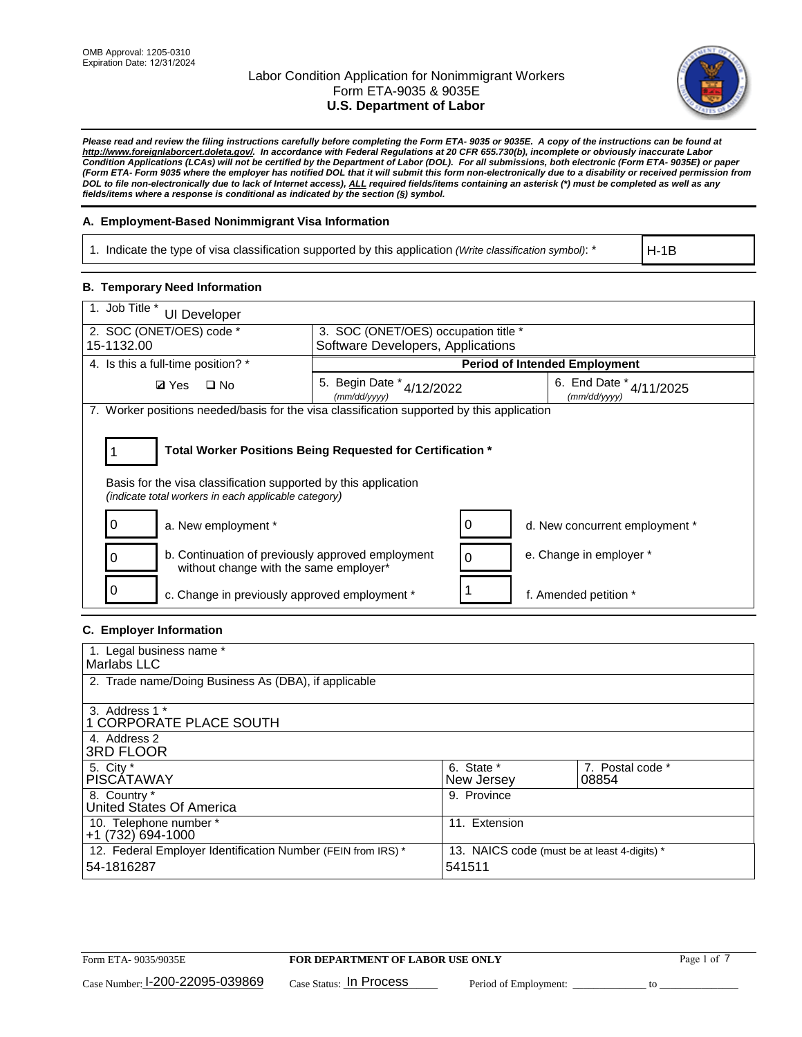OMB Approval: 1205-0310
Expiration Date: 12/31/2024

# Labor Condition Application for Nonimmigrant Workers
## Form ETA-9035 & 9035E
## U.S. Department of Labor

***Please read and review the filing instructions carefully before completing the Form ETA- 9035 or 9035E. A copy of the instructions can be found at http://www.foreignlaborcert.doleta.gov/. In accordance with Federal Regulations at 20 CFR 655.730(b), incomplete or obviously inaccurate Labor Condition Applications (LCAs) will not be certified by the Department of Labor (DOL). For all submissions, both electronic (Form ETA- 9035E) or paper (Form ETA- Form 9035 where the employer has notified DOL that it will submit this form non-electronically due to a disability or received permission from DOL to file non-electronically due to lack of Internet access), ALL required fields/items containing an asterisk (*) must be completed as well as any fields/items where a response is conditional as indicated by the section (§) symbol.***

### A. Employment-Based Nonimmigrant Visa Information

| 1. Indicate the type of visa classification supported by this application *(Write classification symbol)*: * | H-1B |
|---|---|

### B. Temporary Need Information

| 1. Job Title * UI Developer | | |
|---|---|---|
| 2. SOC (ONET/OES) code * 15-1132.00 | 3. SOC (ONET/OES) occupation title * Software Developers, Applications | |
| 4. Is this a full-time position? * | Period of Intended Employment | |
| ☑ Yes ☐ No | 5. Begin Date * *(mm/dd/yyyy)* 4/12/2022 | 6. End Date * *(mm/dd/yyyy)* 4/11/2025 |

7. Worker positions needed/basis for the visa classification supported by this application

**1** — **Total Worker Positions Being Requested for Certification ***

Basis for the visa classification supported by this application
*(indicate total workers in each applicable category)*

| | | | |
|---|---|---|---|
| 0 | a. New employment * | 0 | d. New concurrent employment * |
| 0 | b. Continuation of previously approved employment without change with the same employer* | 0 | e. Change in employer * |
| 0 | c. Change in previously approved employment * | 1 | f. Amended petition * |

### C. Employer Information

| | |
|---|---|
| 1. Legal business name * Marlabs LLC | |
| 2. Trade name/Doing Business As (DBA), if applicable | |
| 3. Address 1 * 1 CORPORATE PLACE SOUTH | |
| 4. Address 2 3RD FLOOR | |
| 5. City * PISCATAWAY | 6. State * New Jersey / 7. Postal code * 08854 |
| 8. Country * United States Of America | 9. Province |
| 10. Telephone number * +1 (732) 694-1000 | 11. Extension |
| 12. Federal Employer Identification Number (FEIN from IRS) * 54-1816287 | 13. NAICS code (must be at least 4-digits) * 541511 |

Form ETA- 9035/9035E — **FOR DEPARTMENT OF LABOR USE ONLY**

Case Number: I-200-22095-039869 Case Status: In Process Period of Employment: _____________ to _____________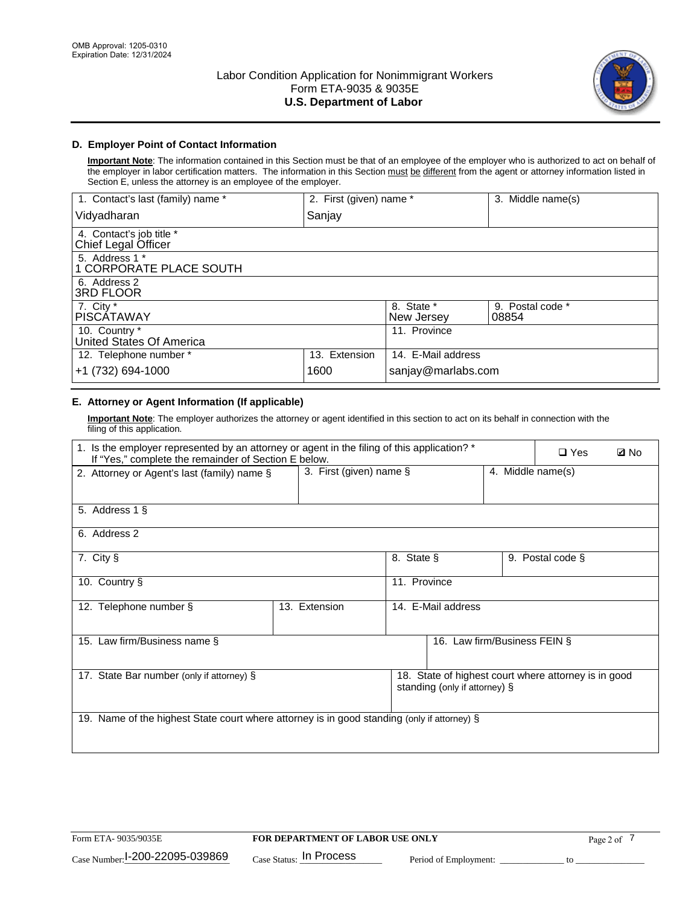## D. Employer Point of Contact Information

**Important Note**: The information contained in this Section must be that of an employee of the employer who is authorized to act on behalf of the employer in labor certification matters. The information in this Section must be different from the agent or attorney information listed in Section E, unless the attorney is an employee of the employer.

| 1. Contact's last (family) name * | 2. First (given) name * | 3. Middle name(s) |
|---|---|---|
| Vidyadharan | Sanjay | |

| 4. Contact's job title * |
|---|
| Chief Legal Officer |

| 5. Address 1 * |
|---|
| 1 CORPORATE PLACE SOUTH |

| 6. Address 2 |
|---|
| 3RD FLOOR |

| 7. City * | 8. State * | 9. Postal code * |
|---|---|---|
| PISCATAWAY | New Jersey | 08854 |

| 10. Country * | 11. Province |
|---|---|
| United States Of America | |

| 12. Telephone number * | 13. Extension | 14. E-Mail address |
|---|---|---|
| +1 (732) 694-1000 | 1600 | sanjay@marlabs.com |

## E. Attorney or Agent Information (If applicable)

**Important Note**: The employer authorizes the attorney or agent identified in this section to act on its behalf in connection with the filing of this application.

1. Is the employer represented by an attorney or agent in the filing of this application? * If "Yes," complete the remainder of Section E below. ❑ Yes ☑ No

| 2. Attorney or Agent's last (family) name § | 3. First (given) name § | 4. Middle name(s) |
|---|---|---|
| | | |

| 5. Address 1 § |
|---|
| |

| 6. Address 2 |
|---|
| |

| 7. City § | 8. State § | 9. Postal code § |
|---|---|---|
| | | |

| 10. Country § | 11. Province |
|---|---|
| | |

| 12. Telephone number § | 13. Extension | 14. E-Mail address |
|---|---|---|
| | | |

| 15. Law firm/Business name § | 16. Law firm/Business FEIN § |
|---|---|
| | |

| 17. State Bar number (only if attorney) § | 18. State of highest court where attorney is in good standing (only if attorney) § |
|---|---|
| | |

| 19. Name of the highest State court where attorney is in good standing (only if attorney) § |
|---|
| |

Form ETA- 9035/9035E — FOR DEPARTMENT OF LABOR USE ONLY

Case Number: I-200-22095-039869 Case Status: In Process Period of Employment: _____________ to _______________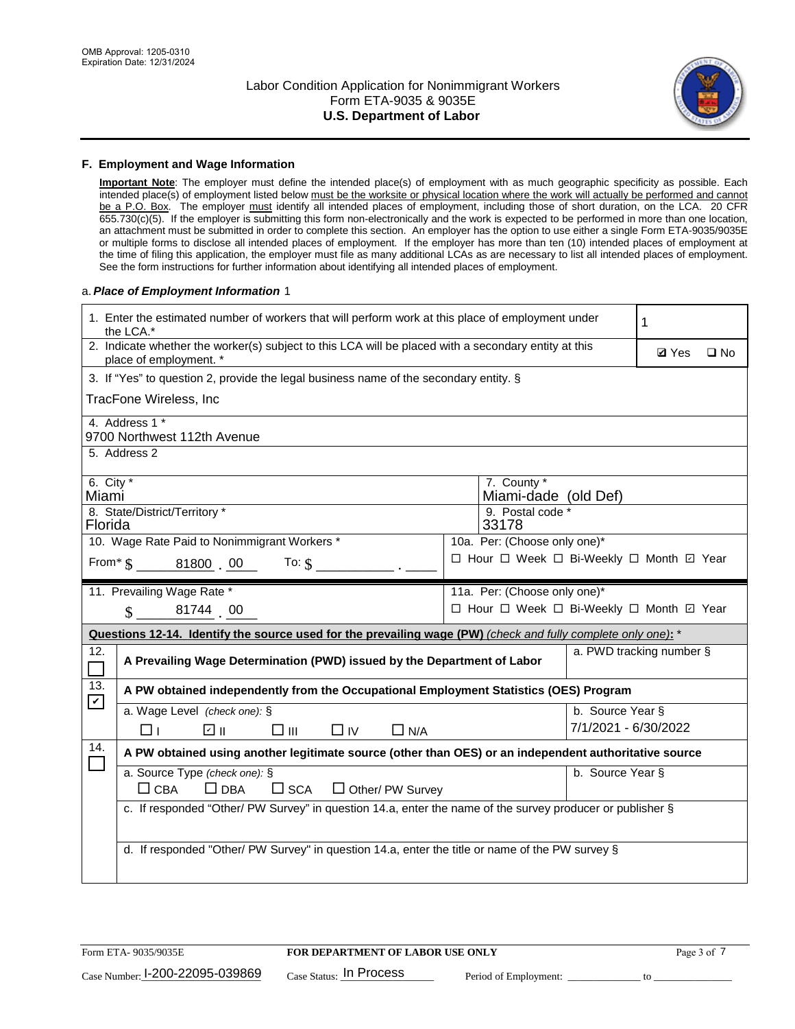## F. Employment and Wage Information

**Important Note**: The employer must define the intended place(s) of employment with as much geographic specificity as possible. Each intended place(s) of employment listed below must be the worksite or physical location where the work will actually be performed and cannot be a P.O. Box. The employer must identify all intended places of employment, including those of short duration, on the LCA. 20 CFR 655.730(c)(5). If the employer is submitting this form non-electronically and the work is expected to be performed in more than one location, an attachment must be submitted in order to complete this section. An employer has the option to use either a single Form ETA-9035/9035E or multiple forms to disclose all intended places of employment. If the employer has more than ten (10) intended places of employment at the time of filing this application, the employer must file as many additional LCAs as are necessary to list all intended places of employment. See the form instructions for further information about identifying all intended places of employment.

a. ***Place of Employment Information*** 1

1. Enter the estimated number of workers that will perform work at this place of employment under the LCA.* **1**

2. Indicate whether the worker(s) subject to this LCA will be placed with a secondary entity at this place of employment. * ☑ Yes ☐ No

3. If "Yes" to question 2, provide the legal business name of the secondary entity. §
TracFone Wireless, Inc

4. Address 1 *
9700 Northwest 112th Avenue

5. Address 2

| 6. City * | 7. County * |
|---|---|
| Miami | Miami-dade (old Def) |
| 8. State/District/Territory * | 9. Postal code * |
| Florida | 33178 |

10. Wage Rate Paid to Nonimmigrant Workers *
From* $ 81800 . 00 To: $ ____ . ____

10a. Per: (Choose only one)*
☐ Hour ☐ Week ☐ Bi-Weekly ☐ Month ☑ Year

11. Prevailing Wage Rate *
$ 81744 . 00

11a. Per: (Choose only one)*
☐ Hour ☐ Week ☐ Bi-Weekly ☐ Month ☑ Year

**Questions 12-14. Identify the source used for the prevailing wage (PW)** *(check and fully complete only one)*: *

12. ☐ **A Prevailing Wage Determination (PWD) issued by the Department of Labor**
a. PWD tracking number §

13. ☑ **A PW obtained independently from the Occupational Employment Statistics (OES) Program**
a. Wage Level *(check one)*: § ☐ I ☑ II ☐ III ☐ IV ☐ N/A
b. Source Year § 7/1/2021 - 6/30/2022

14. ☐ **A PW obtained using another legitimate source (other than OES) or an independent authoritative source**
a. Source Type *(check one)*: § ☐ CBA ☐ DBA ☐ SCA ☐ Other/ PW Survey
b. Source Year §
c. If responded "Other/ PW Survey" in question 14.a, enter the name of the survey producer or publisher §
d. If responded "Other/ PW Survey" in question 14.a, enter the title or name of the PW survey §

Form ETA- 9035/9035E **FOR DEPARTMENT OF LABOR USE ONLY**

Case Number: I-200-22095-039869 Case Status: In Process Period of Employment: ____________ to ____________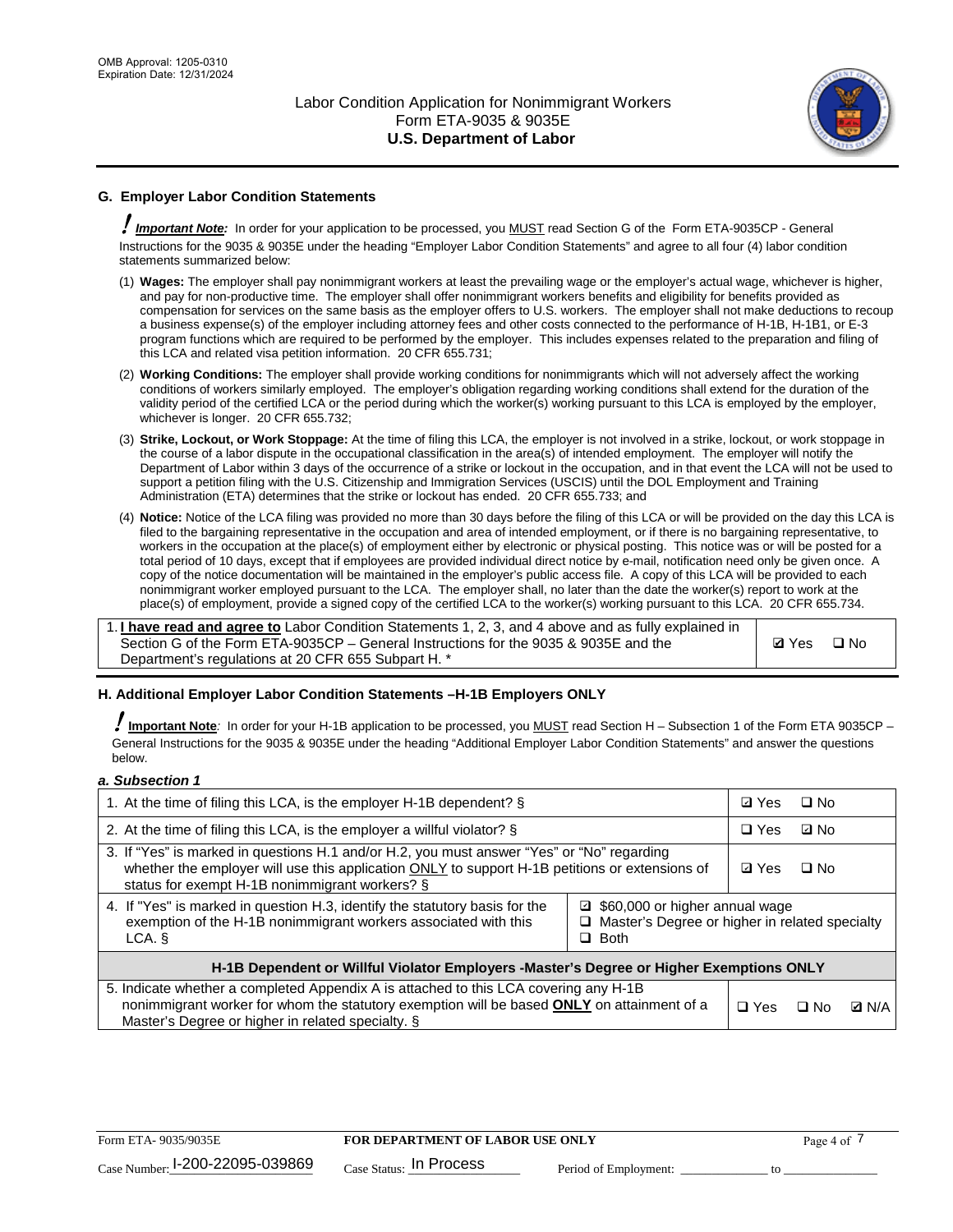## G. Employer Labor Condition Statements

***Important Note:*** In order for your application to be processed, you MUST read Section G of the Form ETA-9035CP - General Instructions for the 9035 & 9035E under the heading "Employer Labor Condition Statements" and agree to all four (4) labor condition statements summarized below:

(1) **Wages:** The employer shall pay nonimmigrant workers at least the prevailing wage or the employer's actual wage, whichever is higher, and pay for non-productive time. The employer shall offer nonimmigrant workers benefits and eligibility for benefits provided as compensation for services on the same basis as the employer offers to U.S. workers. The employer shall not make deductions to recoup a business expense(s) of the employer including attorney fees and other costs connected to the performance of H-1B, H-1B1, or E-3 program functions which are required to be performed by the employer. This includes expenses related to the preparation and filing of this LCA and related visa petition information. 20 CFR 655.731;

(2) **Working Conditions:** The employer shall provide working conditions for nonimmigrants which will not adversely affect the working conditions of workers similarly employed. The employer's obligation regarding working conditions shall extend for the duration of the validity period of the certified LCA or the period during which the worker(s) working pursuant to this LCA is employed by the employer, whichever is longer. 20 CFR 655.732;

(3) **Strike, Lockout, or Work Stoppage:** At the time of filing this LCA, the employer is not involved in a strike, lockout, or work stoppage in the course of a labor dispute in the occupational classification in the area(s) of intended employment. The employer will notify the Department of Labor within 3 days of the occurrence of a strike or lockout in the occupation, and in that event the LCA will not be used to support a petition filing with the U.S. Citizenship and Immigration Services (USCIS) until the DOL Employment and Training Administration (ETA) determines that the strike or lockout has ended. 20 CFR 655.733; and

(4) **Notice:** Notice of the LCA filing was provided no more than 30 days before the filing of this LCA or will be provided on the day this LCA is filed to the bargaining representative in the occupation and area of intended employment, or if there is no bargaining representative, to workers in the occupation at the place(s) of employment either by electronic or physical posting. This notice was or will be posted for a total period of 10 days, except that if employees are provided individual direct notice by e-mail, notification need only be given once. A copy of the notice documentation will be maintained in the employer's public access file. A copy of this LCA will be provided to each nonimmigrant worker employed pursuant to the LCA. The employer shall, no later than the date the worker(s) report to work at the place(s) of employment, provide a signed copy of the certified LCA to the worker(s) working pursuant to this LCA. 20 CFR 655.734.

| | |
|---|---|
| 1. **I have read and agree to** Labor Condition Statements 1, 2, 3, and 4 above and as fully explained in Section G of the Form ETA-9035CP – General Instructions for the 9035 & 9035E and the Department's regulations at 20 CFR 655 Subpart H. * | ☑ Yes ☐ No |

## H. Additional Employer Labor Condition Statements –H-1B Employers ONLY

**Important Note**: In order for your H-1B application to be processed, you MUST read Section H – Subsection 1 of the Form ETA 9035CP – General Instructions for the 9035 & 9035E under the heading "Additional Employer Labor Condition Statements" and answer the questions below.

***a. Subsection 1***

| | |
|---|---|
| 1. At the time of filing this LCA, is the employer H-1B dependent? § | ☑ Yes ☐ No |
| 2. At the time of filing this LCA, is the employer a willful violator? § | ☐ Yes ☑ No |
| 3. If "Yes" is marked in questions H.1 and/or H.2, you must answer "Yes" or "No" regarding whether the employer will use this application ONLY to support H-1B petitions or extensions of status for exempt H-1B nonimmigrant workers? § | ☑ Yes ☐ No |
| 4. If "Yes" is marked in question H.3, identify the statutory basis for the exemption of the H-1B nonimmigrant workers associated with this LCA. § | ☑ $60,000 or higher annual wage<br>☐ Master's Degree or higher in related specialty<br>☐ Both |
| **H-1B Dependent or Willful Violator Employers -Master's Degree or Higher Exemptions ONLY** | |
| 5. Indicate whether a completed Appendix A is attached to this LCA covering any H-1B nonimmigrant worker for whom the statutory exemption will be based **ONLY** on attainment of a Master's Degree or higher in related specialty. § | ☐ Yes ☐ No ☑ N/A |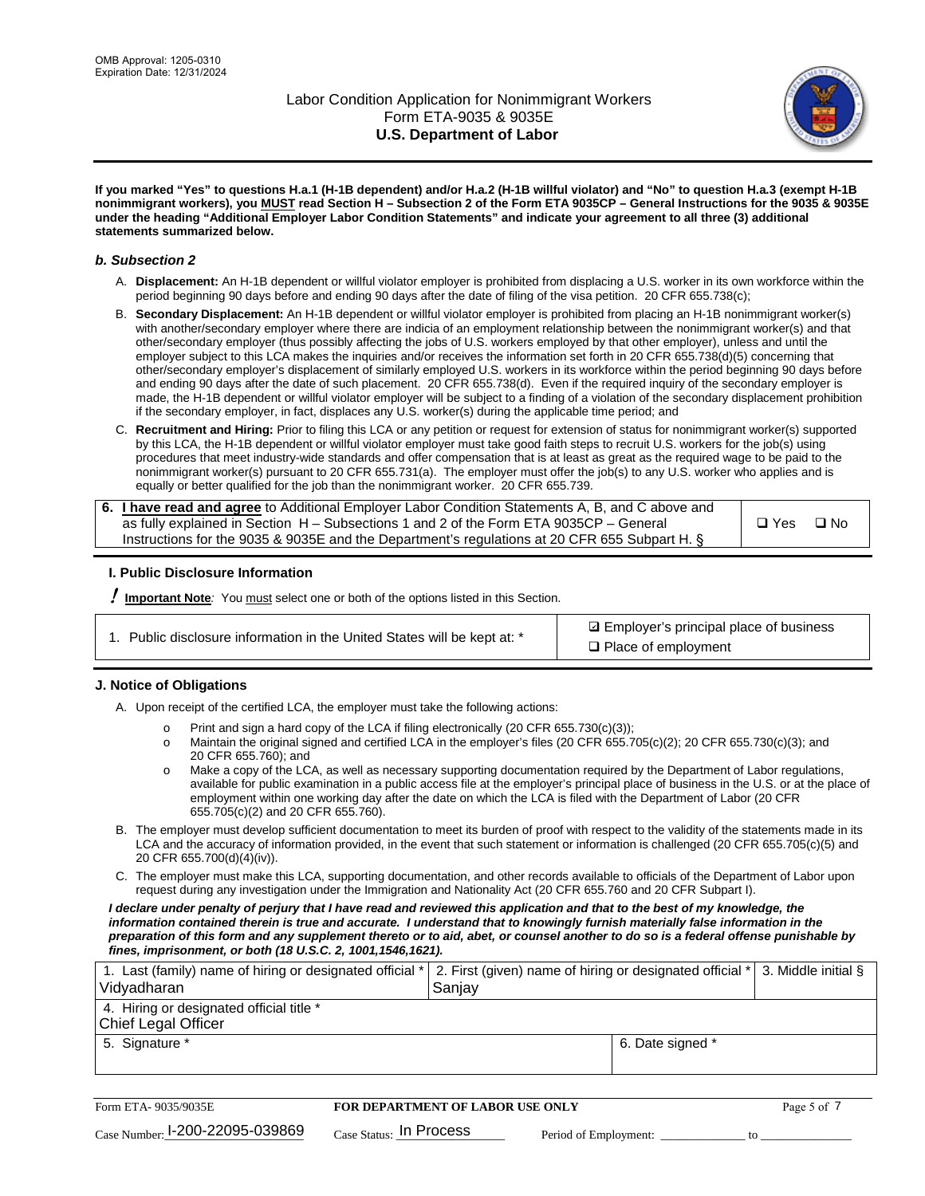**If you marked "Yes" to questions H.a.1 (H-1B dependent) and/or H.a.2 (H-1B willful violator) and "No" to question H.a.3 (exempt H-1B nonimmigrant workers), you MUST read Section H – Subsection 2 of the Form ETA 9035CP – General Instructions for the 9035 & 9035E under the heading "Additional Employer Labor Condition Statements" and indicate your agreement to all three (3) additional statements summarized below.**

### *b. Subsection 2*

A. **Displacement:** An H-1B dependent or willful violator employer is prohibited from displacing a U.S. worker in its own workforce within the period beginning 90 days before and ending 90 days after the date of filing of the visa petition. 20 CFR 655.738(c);

B. **Secondary Displacement:** An H-1B dependent or willful violator employer is prohibited from placing an H-1B nonimmigrant worker(s) with another/secondary employer where there are indicia of an employment relationship between the nonimmigrant worker(s) and that other/secondary employer (thus possibly affecting the jobs of U.S. workers employed by that other employer), unless and until the employer subject to this LCA makes the inquiries and/or receives the information set forth in 20 CFR 655.738(d)(5) concerning that other/secondary employer's displacement of similarly employed U.S. workers in its workforce within the period beginning 90 days before and ending 90 days after the date of such placement. 20 CFR 655.738(d). Even if the required inquiry of the secondary employer is made, the H-1B dependent or willful violator employer will be subject to a finding of a violation of the secondary displacement prohibition if the secondary employer, in fact, displaces any U.S. worker(s) during the applicable time period; and

C. **Recruitment and Hiring:** Prior to filing this LCA or any petition or request for extension of status for nonimmigrant worker(s) supported by this LCA, the H-1B dependent or willful violator employer must take good faith steps to recruit U.S. workers for the job(s) using procedures that meet industry-wide standards and offer compensation that is at least as great as the required wage to be paid to the nonimmigrant worker(s) pursuant to 20 CFR 655.731(a). The employer must offer the job(s) to any U.S. worker who applies and is equally or better qualified for the job than the nonimmigrant worker. 20 CFR 655.739.

| | |
|---|---|
| 6. **I have read and agree** to Additional Employer Labor Condition Statements A, B, and C above and as fully explained in Section H – Subsections 1 and 2 of the Form ETA 9035CP – General Instructions for the 9035 & 9035E and the Department's regulations at 20 CFR 655 Subpart H. § | ❑ Yes ❑ No |

### I. Public Disclosure Information

**! Important Note**: You must select one or both of the options listed in this Section.

| | |
|---|---|
| 1. Public disclosure information in the United States will be kept at: * | ☑ Employer's principal place of business<br>❑ Place of employment |

### J. Notice of Obligations

A. Upon receipt of the certified LCA, the employer must take the following actions:

- o Print and sign a hard copy of the LCA if filing electronically (20 CFR 655.730(c)(3));
- o Maintain the original signed and certified LCA in the employer's files (20 CFR 655.705(c)(2); 20 CFR 655.730(c)(3); and 20 CFR 655.760); and
- o Make a copy of the LCA, as well as necessary supporting documentation required by the Department of Labor regulations, available for public examination in a public access file at the employer's principal place of business in the U.S. or at the place of employment within one working day after the date on which the LCA is filed with the Department of Labor (20 CFR 655.705(c)(2) and 20 CFR 655.760).

B. The employer must develop sufficient documentation to meet its burden of proof with respect to the validity of the statements made in its LCA and the accuracy of information provided, in the event that such statement or information is challenged (20 CFR 655.705(c)(5) and 20 CFR 655.700(d)(4)(iv)).

C. The employer must make this LCA, supporting documentation, and other records available to officials of the Department of Labor upon request during any investigation under the Immigration and Nationality Act (20 CFR 655.760 and 20 CFR Subpart I).

***I declare under penalty of perjury that I have read and reviewed this application and that to the best of my knowledge, the information contained therein is true and accurate. I understand that to knowingly furnish materially false information in the preparation of this form and any supplement thereto or to aid, abet, or counsel another to do so is a federal offense punishable by fines, imprisonment, or both (18 U.S.C. 2, 1001,1546,1621).***

| 1. Last (family) name of hiring or designated official * | 2. First (given) name of hiring or designated official * | 3. Middle initial § |
|---|---|---|
| Vidyadharan | Sanjay | |
| 4. Hiring or designated official title * | | |
| Chief Legal Officer | | |
| 5. Signature * | 6. Date signed * | |
| | | |

| Form ETA- 9035/9035E | FOR DEPARTMENT OF LABOR USE ONLY | |
|---|---|---|
| Case Number: I-200-22095-039869 | Case Status: In Process | Period of Employment: _____________ to _____________ |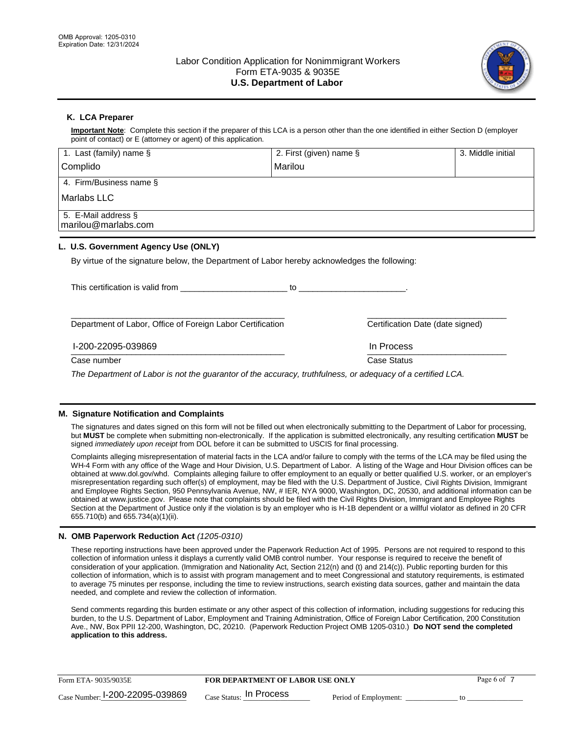OMB Approval: 1205-0310
Expiration Date: 12/31/2024

# Labor Condition Application for Nonimmigrant Workers
## Form ETA-9035 & 9035E
## U.S. Department of Labor

### K. LCA Preparer

**Important Note**: Complete this section if the preparer of this LCA is a person other than the one identified in either Section D (employer point of contact) or E (attorney or agent) of this application.

| 1. Last (family) name § | 2. First (given) name § | 3. Middle initial |
|---|---|---|
| Complido | Marilou | |
| 4. Firm/Business name § | | |
| Marlabs LLC | | |
| 5. E-Mail address § | | |
| marilou@marlabs.com | | |

### L. U.S. Government Agency Use (ONLY)

By virtue of the signature below, the Department of Labor hereby acknowledges the following:

This certification is valid from ______________________ to ______________________.

______________________________________________ Department of Labor, Office of Foreign Labor Certification

______________________________ Certification Date (date signed)

I-200-22095-039869
Case number

In Process
Case Status

*The Department of Labor is not the guarantor of the accuracy, truthfulness, or adequacy of a certified LCA.*

### M. Signature Notification and Complaints

The signatures and dates signed on this form will not be filled out when electronically submitting to the Department of Labor for processing, but **MUST** be complete when submitting non-electronically. If the application is submitted electronically, any resulting certification **MUST** be signed *immediately upon receipt* from DOL before it can be submitted to USCIS for final processing.

Complaints alleging misrepresentation of material facts in the LCA and/or failure to comply with the terms of the LCA may be filed using the WH-4 Form with any office of the Wage and Hour Division, U.S. Department of Labor. A listing of the Wage and Hour Division offices can be obtained at www.dol.gov/whd. Complaints alleging failure to offer employment to an equally or better qualified U.S. worker, or an employer's misrepresentation regarding such offer(s) of employment, may be filed with the U.S. Department of Justice, Civil Rights Division, Immigrant and Employee Rights Section, 950 Pennsylvania Avenue, NW, # IER, NYA 9000, Washington, DC, 20530, and additional information can be obtained at www.justice.gov. Please note that complaints should be filed with the Civil Rights Division, Immigrant and Employee Rights Section at the Department of Justice only if the violation is by an employer who is H-1B dependent or a willful violator as defined in 20 CFR 655.710(b) and 655.734(a)(1)(ii).

### N. OMB Paperwork Reduction Act *(1205-0310)*

These reporting instructions have been approved under the Paperwork Reduction Act of 1995. Persons are not required to respond to this collection of information unless it displays a currently valid OMB control number. Your response is required to receive the benefit of consideration of your application. (Immigration and Nationality Act, Section 212(n) and (t) and 214(c)). Public reporting burden for this collection of information, which is to assist with program management and to meet Congressional and statutory requirements, is estimated to average 75 minutes per response, including the time to review instructions, search existing data sources, gather and maintain the data needed, and complete and review the collection of information.

Send comments regarding this burden estimate or any other aspect of this collection of information, including suggestions for reducing this burden, to the U.S. Department of Labor, Employment and Training Administration, Office of Foreign Labor Certification, 200 Constitution Ave., NW, Box PPII 12-200, Washington, DC, 20210. (Paperwork Reduction Project OMB 1205-0310.) **Do NOT send the completed application to this address.**

Form ETA- 9035/9035E | **FOR DEPARTMENT OF LABOR USE ONLY**

Case Number: I-200-22095-039869 Case Status: In Process Period of Employment: ______________ to ______________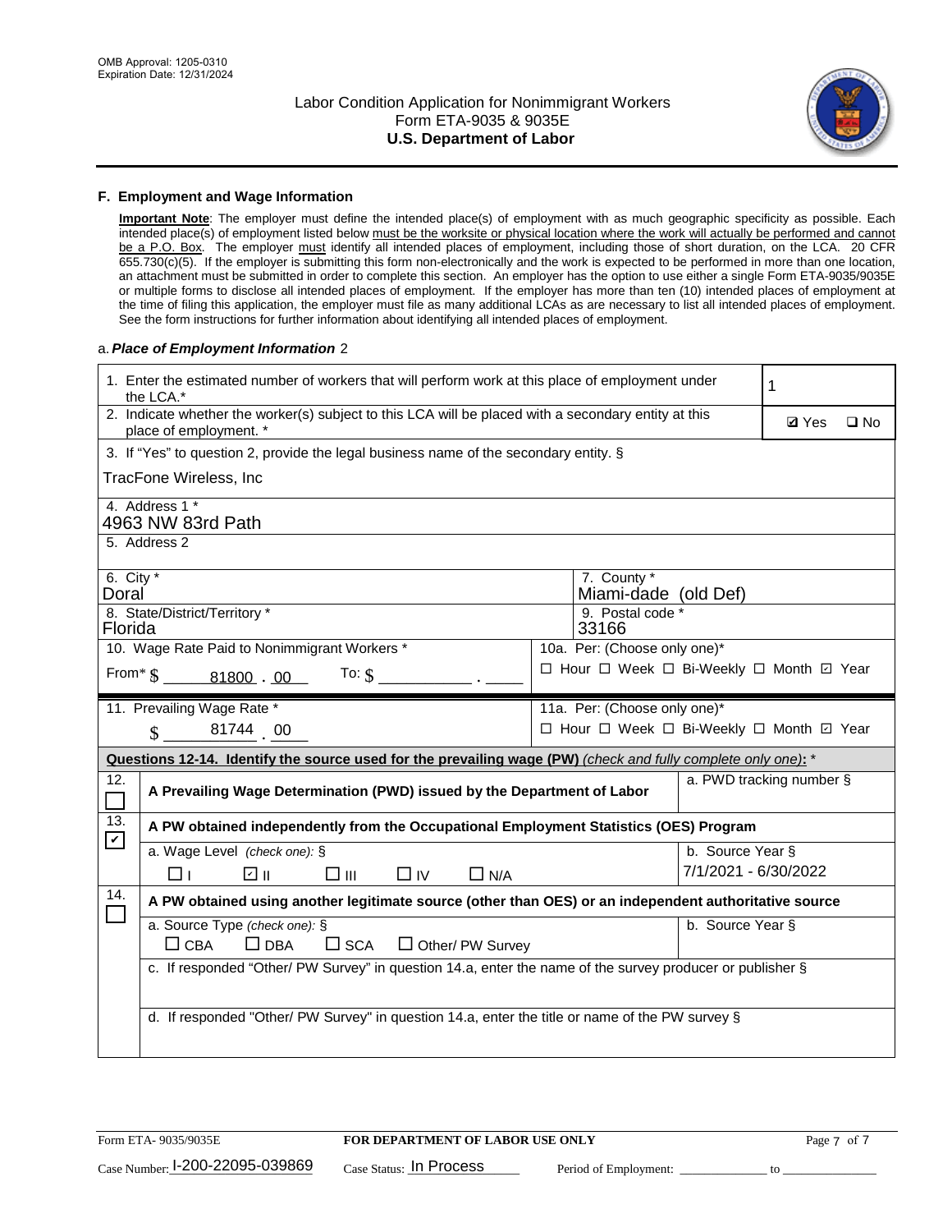## F. Employment and Wage Information

**Important Note**: The employer must define the intended place(s) of employment with as much geographic specificity as possible. Each intended place(s) of employment listed below must be the worksite or physical location where the work will actually be performed and cannot be a P.O. Box. The employer must identify all intended places of employment, including those of short duration, on the LCA. 20 CFR 655.730(c)(5). If the employer is submitting this form non-electronically and the work is expected to be performed in more than one location, an attachment must be submitted in order to complete this section. An employer has the option to use either a single Form ETA-9035/9035E or multiple forms to disclose all intended places of employment. If the employer has more than ten (10) intended places of employment at the time of filing this application, the employer must file as many additional LCAs as are necessary to list all intended places of employment. See the form instructions for further information about identifying all intended places of employment.

a. *Place of Employment Information* 2

| | |
|---|---|
| 1. Enter the estimated number of workers that will perform work at this place of employment under the LCA.* | 1 |
| 2. Indicate whether the worker(s) subject to this LCA will be placed with a secondary entity at this place of employment. * | ☑ Yes ☐ No |
| 3. If "Yes" to question 2, provide the legal business name of the secondary entity. § TracFone Wireless, Inc | |
| 4. Address 1 * 4963 NW 83rd Path | |
| 5. Address 2 | |
| 6. City * Doral | 7. County * Miami-dade (old Def) |
| 8. State/District/Territory * Florida | 9. Postal code * 33166 |
| 10. Wage Rate Paid to Nonimmigrant Workers * From* $ 81800 . 00 To: $ ___ . ___ | 10a. Per: (Choose only one)* ☐ Hour ☐ Week ☐ Bi-Weekly ☐ Month ☑ Year |
| 11. Prevailing Wage Rate * $ 81744 . 00 | 11a. Per: (Choose only one)* ☐ Hour ☐ Week ☐ Bi-Weekly ☐ Month ☑ Year |

**Questions 12-14. Identify the source used for the prevailing wage (PW)** *(check and fully complete only one)*: *

| | | |
|---|---|---|
| 12. ☐ | **A Prevailing Wage Determination (PWD) issued by the Department of Labor** | a. PWD tracking number § |
| 13. ☑ | **A PW obtained independently from the Occupational Employment Statistics (OES) Program** | |
| | a. Wage Level *(check one)*: § ☐ I ☑ II ☐ III ☐ IV ☐ N/A | b. Source Year § 7/1/2021 - 6/30/2022 |
| 14. ☐ | **A PW obtained using another legitimate source (other than OES) or an independent authoritative source** | |
| | a. Source Type *(check one)*: § ☐ CBA ☐ DBA ☐ SCA ☐ Other/ PW Survey | b. Source Year § |
| | c. If responded "Other/ PW Survey" in question 14.a, enter the name of the survey producer or publisher § | |
| | d. If responded "Other/ PW Survey" in question 14.a, enter the title or name of the PW survey § | |

Form ETA- 9035/9035E | **FOR DEPARTMENT OF LABOR USE ONLY**

Case Number: I-200-22095-039869 Case Status: In Process Period of Employment: ___ to ___